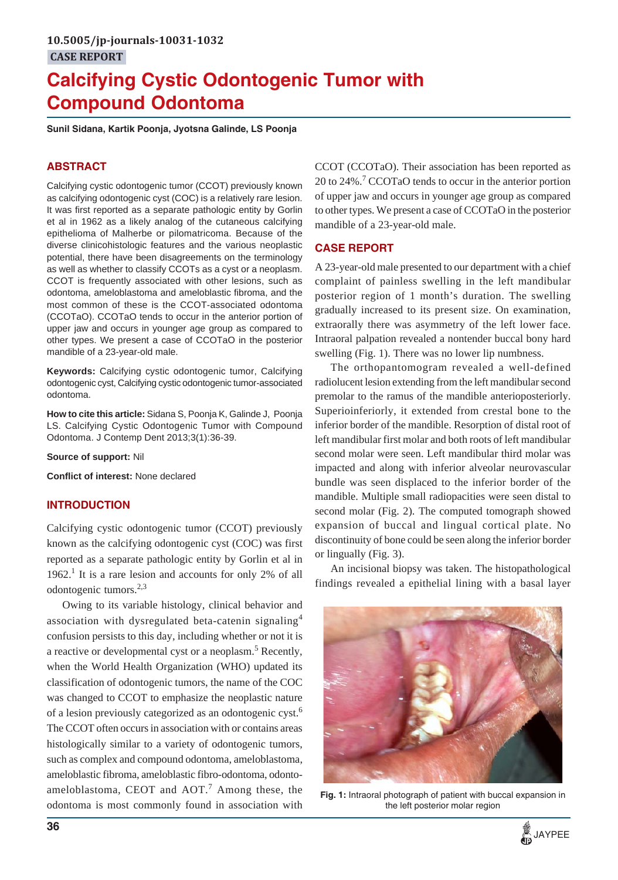10.5005/jp-journals-10031-1032

CASE REPORT

# Calcifying Cystic Odontogenic Tumor with Compound Odontoma

**Sunil Sidana, Kartik Poonja, Jyotsna Galinde, LS Poonja**

## ABSTRACT

Calcifying cystic odontogenic tumor (CCOT) previously known as calcifying odontogenic cyst (COC) is a relatively rare lesion. It was first reported as a separate pathologic entity by Gorlin et al in 1962 as a likely analog of the cutaneous calcifying epithelioma of Malherbe or pilomatricoma. Because of the diverse clinicohistologic features and the various neoplastic potential, there have been disagreements on the terminology as well as whether to classify CCOTs as a cyst or a neoplasm. CCOT is frequently associated with other lesions, such as odontoma, ameloblastoma and ameloblastic fibroma, and the most common of these is the CCOT-associated odontoma (CCOTaO). CCOTaO tends to occur in the anterior portion of upper jaw and occurs in younger age group as compared to other types. We present a case of CCOTaO in the posterior mandible of a 23-year-old male.

**Keywords:** Calcifying cystic odontogenic tumor, Calcifying odontogenic cyst, Calcifying cystic odontogenic tumor-associated odontoma.

**How to cite this article:** Sidana S, Poonja K, Galinde J, Poonja LS. Calcifying Cystic Odontogenic Tumor with Compound Odontoma. J Contemp Dent 2013;3(1):36-39.

**Source of support:** Nil

**Conflict of interest:** None declared

## INTRODUCTION

Calcifying cystic odontogenic tumor (CCOT) previously known as the calcifying odontogenic cyst (COC) was first reported as a separate pathologic entity by Gorlin et al in 1962.[1] It is a rare lesion and accounts for only 2% of all odontogenic tumors.[2,3]

Owing to its variable histology, clinical behavior and association with dysregulated beta-catenin signaling[4] confusion persists to this day, including whether or not it is a reactive or developmental cyst or a neoplasm.[5] Recently, when the World Health Organization (WHO) updated its classification of odontogenic tumors, the name of the COC was changed to CCOT to emphasize the neoplastic nature of a lesion previously categorized as an odontogenic cyst.[6] The CCOT often occurs in association with or contains areas histologically similar to a variety of odontogenic tumors, such as complex and compound odontoma, ameloblastoma, ameloblastic fibroma, ameloblastic fibro-odontoma, odonto-ameloblastoma, CEOT and AOT.[7] Among these, the odontoma is most commonly found in association with CCOT (CCOTaO). Their association has been reported as 20 to 24%.[7] CCOTaO tends to occur in the anterior portion of upper jaw and occurs in younger age group as compared to other types. We present a case of CCOTaO in the posterior mandible of a 23-year-old male.

## CASE REPORT

A 23-year-old male presented to our department with a chief complaint of painless swelling in the left mandibular posterior region of 1 month's duration. The swelling gradually increased to its present size. On examination, extraorally there was asymmetry of the left lower face. Intraoral palpation revealed a nontender buccal bony hard swelling (Fig. 1). There was no lower lip numbness.

The orthopantomogram revealed a well-defined radiolucent lesion extending from the left mandibular second premolar to the ramus of the mandible anterioposteriorly. Superioinferiorly, it extended from crestal bone to the inferior border of the mandible. Resorption of distal root of left mandibular first molar and both roots of left mandibular second molar were seen. Left mandibular third molar was impacted and along with inferior alveolar neurovascular bundle was seen displaced to the inferior border of the mandible. Multiple small radiopacities were seen distal to second molar (Fig. 2). The computed tomograph showed expansion of buccal and lingual cortical plate. No discontinuity of bone could be seen along the inferior border or lingually (Fig. 3).

An incisional biopsy was taken. The histopathological findings revealed a epithelial lining with a basal layer

**Fig. 1:** Intraoral photograph of patient with buccal expansion in the left posterior molar region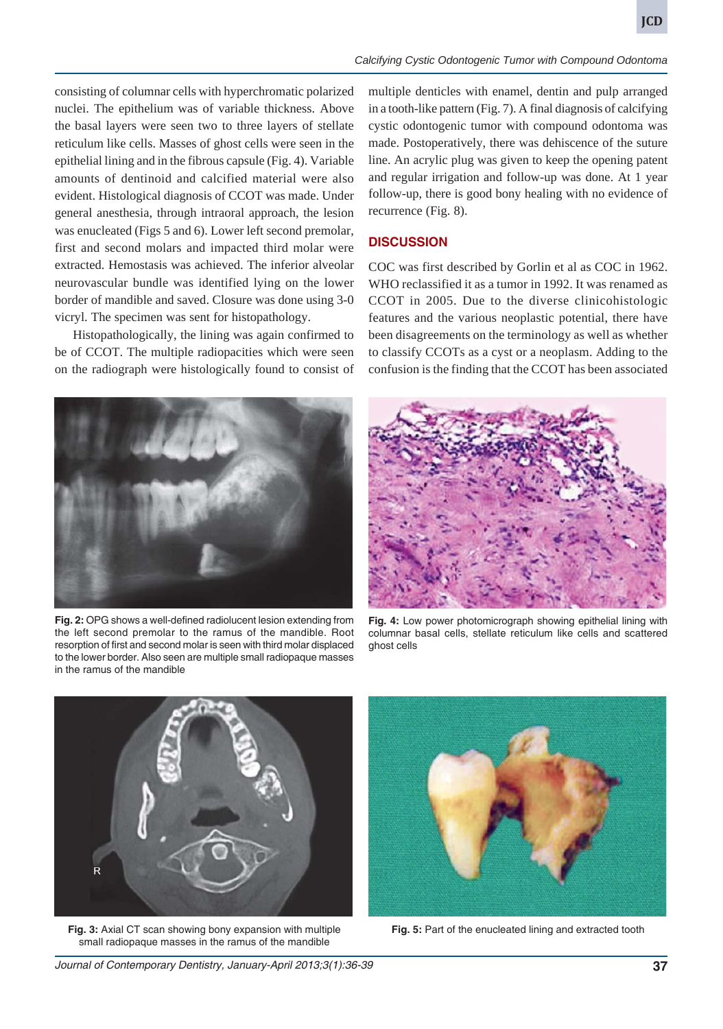consisting of columnar cells with hyperchromatic polarized nuclei. The epithelium was of variable thickness. Above the basal layers were seen two to three layers of stellate reticulum like cells. Masses of ghost cells were seen in the epithelial lining and in the fibrous capsule (Fig. 4). Variable amounts of dentinoid and calcified material were also evident. Histological diagnosis of CCOT was made. Under general anesthesia, through intraoral approach, the lesion was enucleated (Figs 5 and 6). Lower left second premolar, first and second molars and impacted third molar were extracted. Hemostasis was achieved. The inferior alveolar neurovascular bundle was identified lying on the lower border of mandible and saved. Closure was done using 3-0 vicryl. The specimen was sent for histopathology.

Histopathologically, the lining was again confirmed to be of CCOT. The multiple radiopacities which were seen on the radiograph were histologically found to consist of multiple denticles with enamel, dentin and pulp arranged in a tooth-like pattern (Fig. 7). A final diagnosis of calcifying cystic odontogenic tumor with compound odontoma was made. Postoperatively, there was dehiscence of the suture line. An acrylic plug was given to keep the opening patent and regular irrigation and follow-up was done. At 1 year follow-up, there is good bony healing with no evidence of recurrence (Fig. 8).

## DISCUSSION

COC was first described by Gorlin et al as COC in 1962. WHO reclassified it as a tumor in 1992. It was renamed as CCOT in 2005. Due to the diverse clinicohistologic features and the various neoplastic potential, there have been disagreements on the terminology as well as whether to classify CCOTs as a cyst or a neoplasm. Adding to the confusion is the finding that the CCOT has been associated

**Fig. 2:** OPG shows a well-defined radiolucent lesion extending from the left second premolar to the ramus of the mandible. Root resorption of first and second molar is seen with third molar displaced to the lower border. Also seen are multiple small radiopaque masses in the ramus of the mandible

**Fig. 4:** Low power photomicrograph showing epithelial lining with columnar basal cells, stellate reticulum like cells and scattered ghost cells

**Fig. 3:** Axial CT scan showing bony expansion with multiple small radiopaque masses in the ramus of the mandible

**Fig. 5:** Part of the enucleated lining and extracted tooth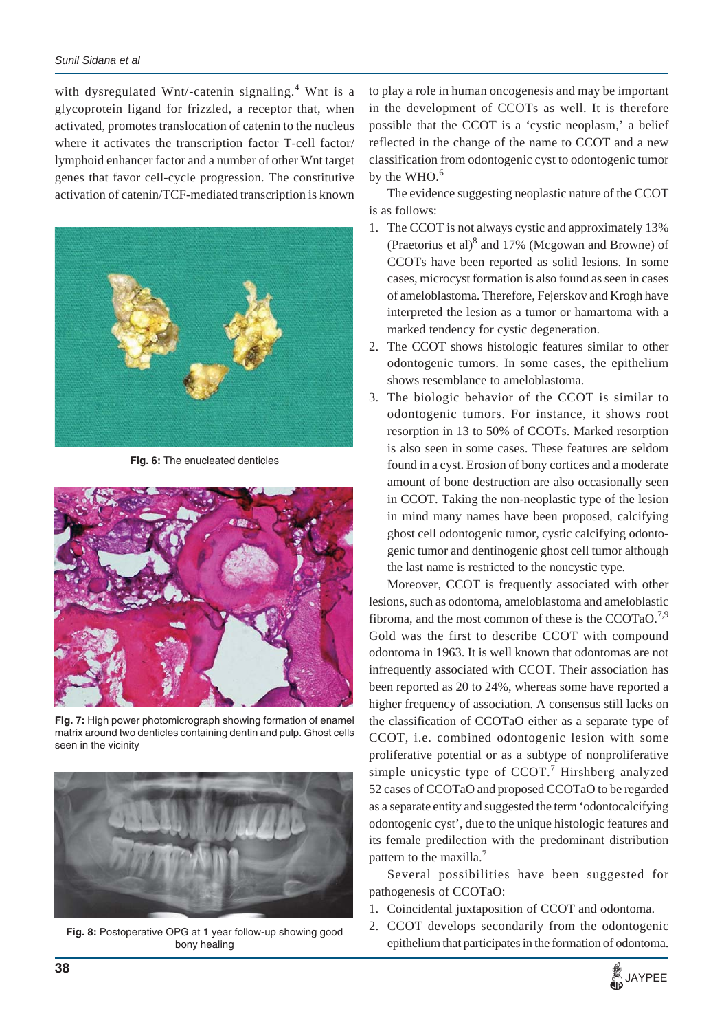with dysregulated Wnt/-catenin signaling.[4] Wnt is a glycoprotein ligand for frizzled, a receptor that, when activated, promotes translocation of catenin to the nucleus where it activates the transcription factor T-cell factor/lymphoid enhancer factor and a number of other Wnt target genes that favor cell-cycle progression. The constitutive activation of catenin/TCF-mediated transcription is known to play a role in human oncogenesis and may be important in the development of CCOTs as well. It is therefore possible that the CCOT is a 'cystic neoplasm,' a belief reflected in the change of the name to CCOT and a new classification from odontogenic cyst to odontogenic tumor by the WHO.[6]

**Fig. 6:** The enucleated denticles

**Fig. 7:** High power photomicrograph showing formation of enamel matrix around two denticles containing dentin and pulp. Ghost cells seen in the vicinity

**Fig. 8:** Postoperative OPG at 1 year follow-up showing good bony healing

The evidence suggesting neoplastic nature of the CCOT is as follows:

1. The CCOT is not always cystic and approximately 13% (Praetorius et al)[8] and 17% (Mcgowan and Browne) of CCOTs have been reported as solid lesions. In some cases, microcyst formation is also found as seen in cases of ameloblastoma. Therefore, Fejerskov and Krogh have interpreted the lesion as a tumor or hamartoma with a marked tendency for cystic degeneration.
2. The CCOT shows histologic features similar to other odontogenic tumors. In some cases, the epithelium shows resemblance to ameloblastoma.
3. The biologic behavior of the CCOT is similar to odontogenic tumors. For instance, it shows root resorption in 13 to 50% of CCOTs. Marked resorption is also seen in some cases. These features are seldom found in a cyst. Erosion of bony cortices and a moderate amount of bone destruction are also occasionally seen in CCOT. Taking the non-neoplastic type of the lesion in mind many names have been proposed, calcifying ghost cell odontogenic tumor, cystic calcifying odontogenic tumor and dentinogenic ghost cell tumor although the last name is restricted to the noncystic type.

Moreover, CCOT is frequently associated with other lesions, such as odontoma, ameloblastoma and ameloblastic fibroma, and the most common of these is the CCOTaO.[7,9] Gold was the first to describe CCOT with compound odontoma in 1963. It is well known that odontomas are not infrequently associated with CCOT. Their association has been reported as 20 to 24%, whereas some have reported a higher frequency of association. A consensus still lacks on the classification of CCOTaO either as a separate type of CCOT, i.e. combined odontogenic lesion with some proliferative potential or as a subtype of nonproliferative simple unicystic type of CCOT.[7] Hirshberg analyzed 52 cases of CCOTaO and proposed CCOTaO to be regarded as a separate entity and suggested the term 'odontocalcifying odontogenic cyst', due to the unique histologic features and its female predilection with the predominant distribution pattern to the maxilla.[7]

Several possibilities have been suggested for pathogenesis of CCOTaO:

1. Coincidental juxtaposition of CCOT and odontoma.
2. CCOT develops secondarily from the odontogenic epithelium that participates in the formation of odontoma.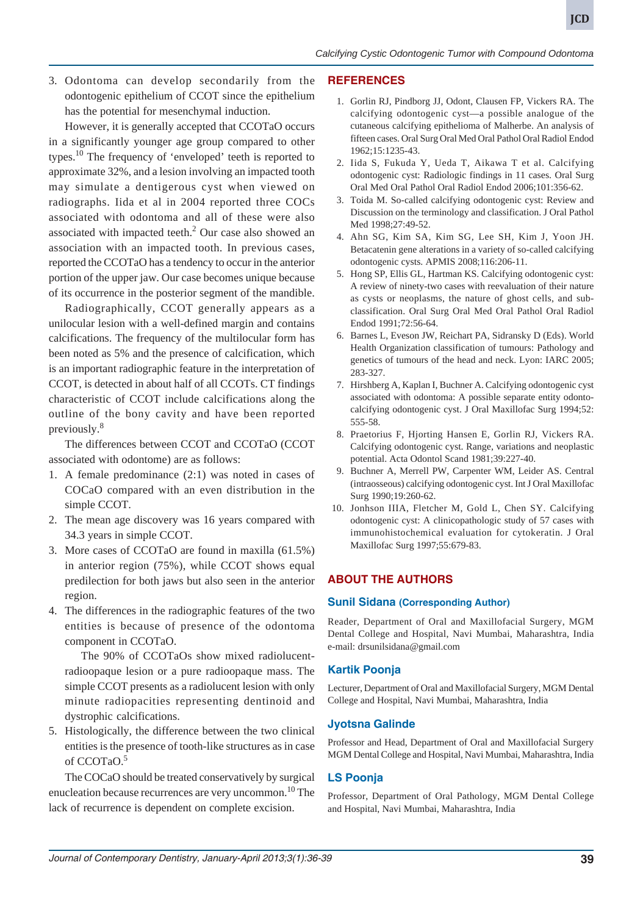3. Odontoma can develop secondarily from the odontogenic epithelium of CCOT since the epithelium has the potential for mesenchymal induction.

However, it is generally accepted that CCOTaO occurs in a significantly younger age group compared to other types.[10] The frequency of 'enveloped' teeth is reported to approximate 32%, and a lesion involving an impacted tooth may simulate a dentigerous cyst when viewed on radiographs. Iida et al in 2004 reported three COCs associated with odontoma and all of these were also associated with impacted teeth.[2] Our case also showed an association with an impacted tooth. In previous cases, reported the CCOTaO has a tendency to occur in the anterior portion of the upper jaw. Our case becomes unique because of its occurrence in the posterior segment of the mandible.

Radiographically, CCOT generally appears as a unilocular lesion with a well-defined margin and contains calcifications. The frequency of the multilocular form has been noted as 5% and the presence of calcification, which is an important radiographic feature in the interpretation of CCOT, is detected in about half of all CCOTs. CT findings characteristic of CCOT include calcifications along the outline of the bony cavity and have been reported previously.[8]

The differences between CCOT and CCOTaO (CCOT associated with odontome) are as follows:

1. A female predominance (2:1) was noted in cases of COCaO compared with an even distribution in the simple CCOT.
2. The mean age discovery was 16 years compared with 34.3 years in simple CCOT.
3. More cases of CCOTaO are found in maxilla (61.5%) in anterior region (75%), while CCOT shows equal predilection for both jaws but also seen in the anterior region.
4. The differences in the radiographic features of the two entities is because of presence of the odontoma component in CCOTaO.

   The 90% of CCOTaOs show mixed radiolucent-radioopaque lesion or a pure radioopaque mass. The simple CCOT presents as a radiolucent lesion with only minute radiopacities representing dentinoid and dystrophic calcifications.
5. Histologically, the difference between the two clinical entities is the presence of tooth-like structures as in case of CCOTaO.[5]

The COCaO should be treated conservatively by surgical enucleation because recurrences are very uncommon.[10] The lack of recurrence is dependent on complete excision.

## REFERENCES

1. Gorlin RJ, Pindborg JJ, Odont, Clausen FP, Vickers RA. The calcifying odontogenic cyst—a possible analogue of the cutaneous calcifying epithelioma of Malherbe. An analysis of fifteen cases. Oral Surg Oral Med Oral Pathol Oral Radiol Endod 1962;15:1235-43.
2. Iida S, Fukuda Y, Ueda T, Aikawa T et al. Calcifying odontogenic cyst: Radiologic findings in 11 cases. Oral Surg Oral Med Oral Pathol Oral Radiol Endod 2006;101:356-62.
3. Toida M. So-called calcifying odontogenic cyst: Review and Discussion on the terminology and classification. J Oral Pathol Med 1998;27:49-52.
4. Ahn SG, Kim SA, Kim SG, Lee SH, Kim J, Yoon JH. Betacatenin gene alterations in a variety of so-called calcifying odontogenic cysts. APMIS 2008;116:206-11.
5. Hong SP, Ellis GL, Hartman KS. Calcifying odontogenic cyst: A review of ninety-two cases with reevaluation of their nature as cysts or neoplasms, the nature of ghost cells, and subclassification. Oral Surg Oral Med Oral Pathol Oral Radiol Endod 1991;72:56-64.
6. Barnes L, Eveson JW, Reichart PA, Sidransky D (Eds). World Health Organization classification of tumours: Pathology and genetics of tumours of the head and neck. Lyon: IARC 2005; 283-327.
7. Hirshberg A, Kaplan I, Buchner A. Calcifying odontogenic cyst associated with odontoma: A possible separate entity odontocalcifying odontogenic cyst. J Oral Maxillofac Surg 1994;52: 555-58.
8. Praetorius F, Hjorting Hansen E, Gorlin RJ, Vickers RA. Calcifying odontogenic cyst. Range, variations and neoplastic potential. Acta Odontol Scand 1981;39:227-40.
9. Buchner A, Merrell PW, Carpenter WM, Leider AS. Central (intraosseous) calcifying odontogenic cyst. Int J Oral Maxillofac Surg 1990;19:260-62.
10. Jonhson IIIA, Fletcher M, Gold L, Chen SY. Calcifying odontogenic cyst: A clinicopathologic study of 57 cases with immunohistochemical evaluation for cytokeratin. J Oral Maxillofac Surg 1997;55:679-83.

## ABOUT THE AUTHORS

### Sunil Sidana (Corresponding Author)

Reader, Department of Oral and Maxillofacial Surgery, MGM Dental College and Hospital, Navi Mumbai, Maharashtra, India
e-mail: drsunilsidana@gmail.com

### Kartik Poonja

Lecturer, Department of Oral and Maxillofacial Surgery, MGM Dental College and Hospital, Navi Mumbai, Maharashtra, India

### Jyotsna Galinde

Professor and Head, Department of Oral and Maxillofacial Surgery MGM Dental College and Hospital, Navi Mumbai, Maharashtra, India

### LS Poonja

Professor, Department of Oral Pathology, MGM Dental College and Hospital, Navi Mumbai, Maharashtra, India